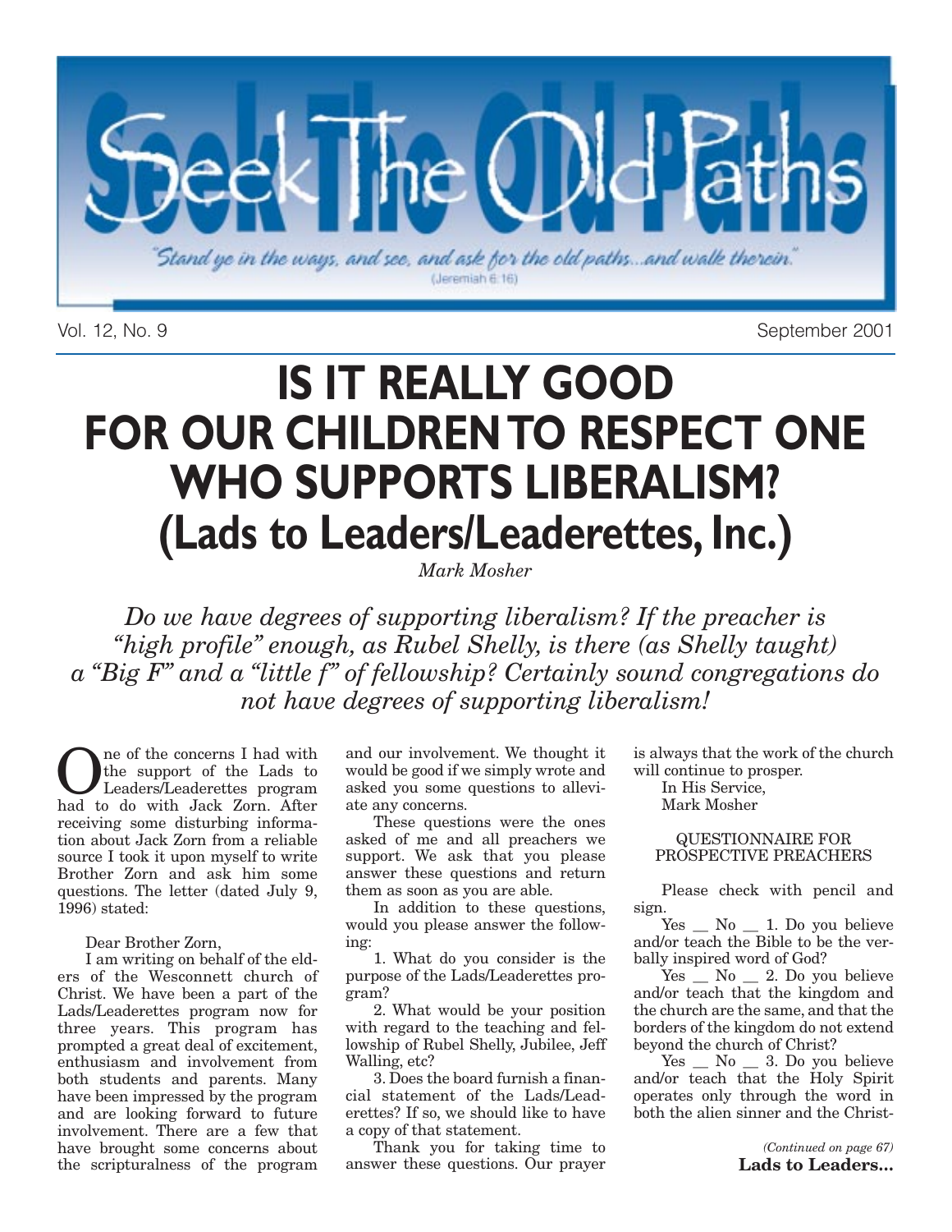# Seek The Old Paths

"Stand ye in the ways, and see, and ask for the old paths...and walk therein." (Jeremiah 6:16)

Vol. 12, No. 9 September 2001

# IS IT REALLY GOOD FOR OUR CHILDREN TO RESPECT ONE WHO SUPPORTS LIBERALISM? (Lads to Leaders/Leaderettes, Inc.)

*Mark Mosher*

*Do we have degrees of supporting liberalism? If the preacher is "high profile" enough, as Rubel Shelly, is there (as Shelly taught) a "Big F" and a "little f" of fellowship? Certainly sound congregations do not have degrees of supporting liberalism!*

One of the concerns I had with the support of the Lads to Leaders/Leaderettes program had to do with Jack Zorn. After receiving some disturbing information about Jack Zorn from a reliable source I took it upon myself to write Brother Zorn and ask him some questions. The letter (dated July 9, 1996) stated:

Dear Brother Zorn,

I am writing on behalf of the elders of the Wesconnett church of Christ. We have been a part of the Lads/Leaderettes program now for three years. This program has prompted a great deal of excitement, enthusiasm and involvement from both students and parents. Many have been impressed by the program and are looking forward to future involvement. There are a few that have brought some concerns about the scripturalness of the program and our involvement. We thought it would be good if we simply wrote and asked you some questions to alleviate any concerns.

These questions were the ones asked of me and all preachers we support. We ask that you please answer these questions and return them as soon as you are able.

In addition to these questions, would you please answer the following:

1. What do you consider is the purpose of the Lads/Leaderettes program?

2. What would be your position with regard to the teaching and fellowship of Rubel Shelly, Jubilee, Jeff Walling, etc?

3. Does the board furnish a financial statement of the Lads/Leaderettes? If so, we should like to have a copy of that statement.

Thank you for taking time to answer these questions. Our prayer is always that the work of the church will continue to prosper.

In His Service,
Mark Mosher

QUESTIONNAIRE FOR PROSPECTIVE PREACHERS

Please check with pencil and sign.

Yes __ No __ 1. Do you believe and/or teach the Bible to be the verbally inspired word of God?

Yes __ No __ 2. Do you believe and/or teach that the kingdom and the church are the same, and that the borders of the kingdom do not extend beyond the church of Christ?

Yes __ No __ 3. Do you believe and/or teach that the Holy Spirit operates only through the word in both the alien sinner and the Christ-

*(Continued on page 67)*
**Lads to Leaders...**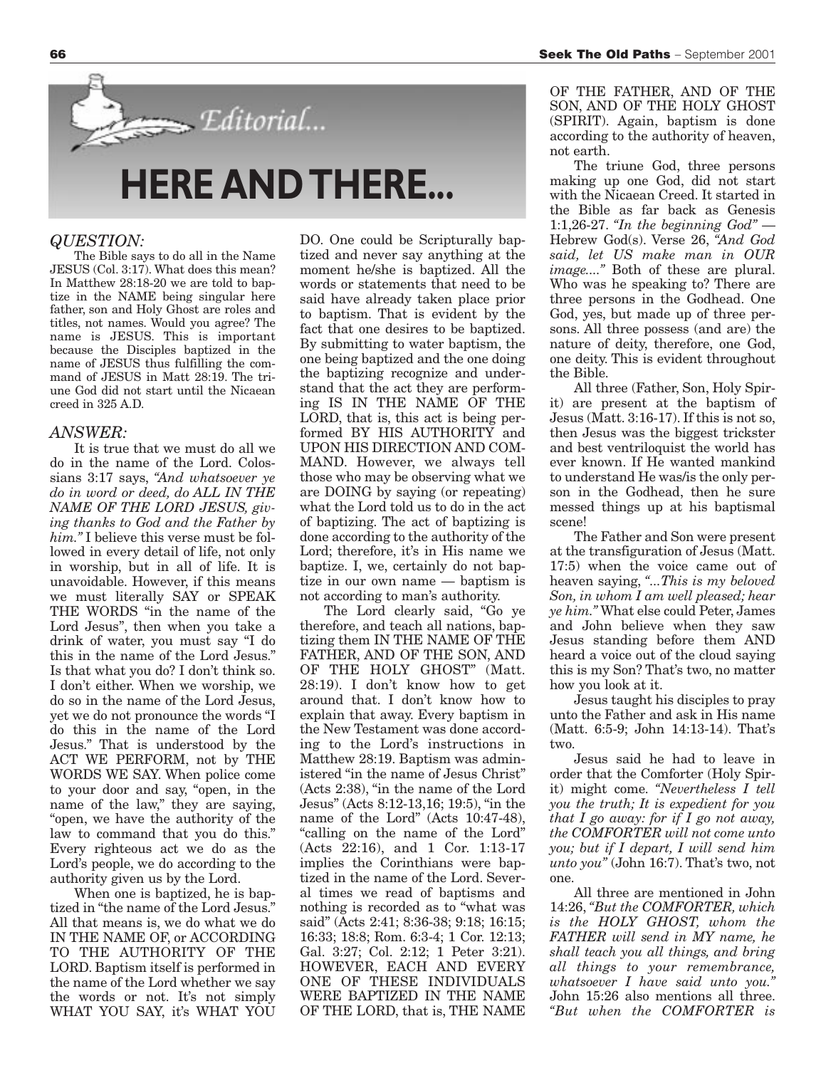# Editorial...

# HERE AND THERE...

## *QUESTION:*

The Bible says to do all in the Name JESUS (Col. 3:17). What does this mean? In Matthew 28:18-20 we are told to baptize in the NAME being singular here father, son and Holy Ghost are roles and titles, not names. Would you agree? The name is JESUS. This is important because the Disciples baptized in the name of JESUS thus fulfilling the command of JESUS in Matt 28:19. The triune God did not start until the Nicaean creed in 325 A.D.

## *ANSWER:*

It is true that we must do all we do in the name of the Lord. Colossians 3:17 says, *"And whatsoever ye do in word or deed, do ALL IN THE NAME OF THE LORD JESUS, giving thanks to God and the Father by him."* I believe this verse must be followed in every detail of life, not only in worship, but in all of life. It is unavoidable. However, if this means we must literally SAY or SPEAK THE WORDS "in the name of the Lord Jesus", then when you take a drink of water, you must say "I do this in the name of the Lord Jesus." Is that what you do? I don't think so. I don't either. When we worship, we do so in the name of the Lord Jesus, yet we do not pronounce the words "I do this in the name of the Lord Jesus." That is understood by the ACT WE PERFORM, not by THE WORDS WE SAY. When police come to your door and say, "open, in the name of the law," they are saying, "open, we have the authority of the law to command that you do this." Every righteous act we do as the Lord's people, we do according to the authority given us by the Lord.

When one is baptized, he is baptized in "the name of the Lord Jesus." All that means is, we do what we do IN THE NAME OF, or ACCORDING TO THE AUTHORITY OF THE LORD. Baptism itself is performed in the name of the Lord whether we say the words or not. It's not simply WHAT YOU SAY, it's WHAT YOU DO. One could be Scripturally baptized and never say anything at the moment he/she is baptized. All the words or statements that need to be said have already taken place prior to baptism. That is evident by the fact that one desires to be baptized. By submitting to water baptism, the one being baptized and the one doing the baptizing recognize and understand that the act they are performing IS IN THE NAME OF THE LORD, that is, this act is being performed BY HIS AUTHORITY and UPON HIS DIRECTION AND COMMAND. However, we always tell those who may be observing what we are DOING by saying (or repeating) what the Lord told us to do in the act of baptizing. The act of baptizing is done according to the authority of the Lord; therefore, it's in His name we baptize. I, we, certainly do not baptize in our own name — baptism is not according to man's authority.

The Lord clearly said, "Go ye therefore, and teach all nations, baptizing them IN THE NAME OF THE FATHER, AND OF THE SON, AND OF THE HOLY GHOST" (Matt. 28:19). I don't know how to get around that. I don't know how to explain that away. Every baptism in the New Testament was done according to the Lord's instructions in Matthew 28:19. Baptism was administered "in the name of Jesus Christ" (Acts 2:38), "in the name of the Lord Jesus" (Acts 8:12-13,16; 19:5), "in the name of the Lord" (Acts 10:47-48), "calling on the name of the Lord" (Acts 22:16), and 1 Cor. 1:13-17 implies the Corinthians were baptized in the name of the Lord. Several times we read of baptisms and nothing is recorded as to "what was said" (Acts 2:41; 8:36-38; 9:18; 16:15; 16:33; 18:8; Rom. 6:3-4; 1 Cor. 12:13; Gal. 3:27; Col. 2:12; 1 Peter 3:21). HOWEVER, EACH AND EVERY ONE OF THESE INDIVIDUALS WERE BAPTIZED IN THE NAME OF THE LORD, that is, THE NAME OF THE FATHER, AND OF THE SON, AND OF THE HOLY GHOST (SPIRIT). Again, baptism is done according to the authority of heaven, not earth.

The triune God, three persons making up one God, did not start with the Nicaean Creed. It started in the Bible as far back as Genesis 1:1,26-27. *"In the beginning God"* — Hebrew God(s). Verse 26, *"And God said, let US make man in OUR image...."* Both of these are plural. Who was he speaking to? There are three persons in the Godhead. One God, yes, but made up of three persons. All three possess (and are) the nature of deity, therefore, one God, one deity. This is evident throughout the Bible.

All three (Father, Son, Holy Spirit) are present at the baptism of Jesus (Matt. 3:16-17). If this is not so, then Jesus was the biggest trickster and best ventriloquist the world has ever known. If He wanted mankind to understand He was/is the only person in the Godhead, then he sure messed things up at his baptismal scene!

The Father and Son were present at the transfiguration of Jesus (Matt. 17:5) when the voice came out of heaven saying, *"...This is my beloved Son, in whom I am well pleased; hear ye him."* What else could Peter, James and John believe when they saw Jesus standing before them AND heard a voice out of the cloud saying this is my Son? That's two, no matter how you look at it.

Jesus taught his disciples to pray unto the Father and ask in His name (Matt. 6:5-9; John 14:13-14). That's two.

Jesus said he had to leave in order that the Comforter (Holy Spirit) might come. *"Nevertheless I tell you the truth; It is expedient for you that I go away: for if I go not away, the COMFORTER will not come unto you; but if I depart, I will send him unto you"* (John 16:7). That's two, not one.

All three are mentioned in John 14:26, *"But the COMFORTER, which is the HOLY GHOST, whom the FATHER will send in MY name, he shall teach you all things, and bring all things to your remembrance, whatsoever I have said unto you."* John 15:26 also mentions all three. *"But when the COMFORTER is*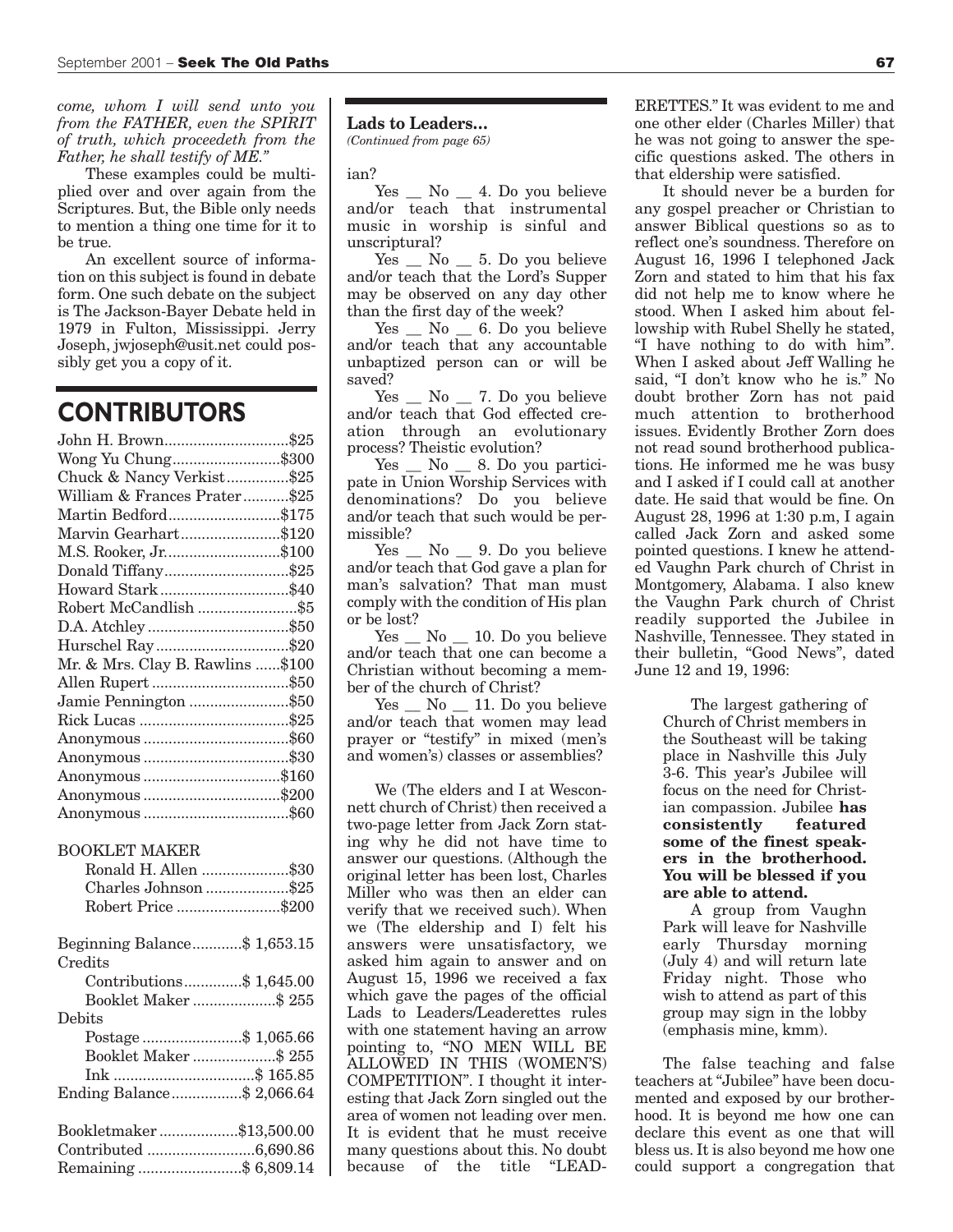*come, whom I will send unto you from the FATHER, even the SPIRIT of truth, which proceedeth from the Father, he shall testify of ME."*

These examples could be multiplied over and over again from the Scriptures. But, the Bible only needs to mention a thing one time for it to be true.

An excellent source of information on this subject is found in debate form. One such debate on the subject is The Jackson-Bayer Debate held in 1979 in Fulton, Mississippi. Jerry Joseph, jwjoseph@usit.net could possibly get you a copy of it.

## CONTRIBUTORS

| Name | Amount |
|---|---|
| John H. Brown | $25 |
| Wong Yu Chung | $300 |
| Chuck & Nancy Verkist | $25 |
| William & Frances Prater | $25 |
| Martin Bedford | $175 |
| Marvin Gearhart | $120 |
| M.S. Rooker, Jr. | $100 |
| Donald Tiffany | $25 |
| Howard Stark | $40 |
| Robert McCandlish | $5 |
| D.A. Atchley | $50 |
| Hurschel Ray | $20 |
| Mr. & Mrs. Clay B. Rawlins | $100 |
| Allen Rupert | $50 |
| Jamie Pennington | $50 |
| Rick Lucas | $25 |
| Anonymous | $60 |
| Anonymous | $30 |
| Anonymous | $160 |
| Anonymous | $200 |
| Anonymous | $60 |

BOOKLET MAKER

| Name | Amount |
|---|---|
| Ronald H. Allen | $30 |
| Charles Johnson | $25 |
| Robert Price | $200 |

| | |
|---|---|
| Beginning Balance | $ 1,653.15 |
| Credits | |
| Contributions | $ 1,645.00 |
| Booklet Maker | $ 255 |
| Debits | |
| Postage | $ 1,065.66 |
| Booklet Maker | $ 255 |
| Ink | $ 165.85 |
| Ending Balance | $ 2,066.64 |

| | |
|---|---|
| Bookletmaker | $13,500.00 |
| Contributed | 6,690.86 |
| Remaining | $ 6,809.14 |

**Lads to Leaders...**
*(Continued from page 65)*

ian?

Yes __ No __ 4. Do you believe and/or teach that instrumental music in worship is sinful and unscriptural?

Yes __ No __ 5. Do you believe and/or teach that the Lord's Supper may be observed on any day other than the first day of the week?

Yes __ No __ 6. Do you believe and/or teach that any accountable unbaptized person can or will be saved?

Yes __ No __ 7. Do you believe and/or teach that God effected creation through an evolutionary process? Theistic evolution?

Yes __ No __ 8. Do you participate in Union Worship Services with denominations? Do you believe and/or teach that such would be permissible?

Yes __ No __ 9. Do you believe and/or teach that God gave a plan for man's salvation? That man must comply with the condition of His plan or be lost?

Yes __ No __ 10. Do you believe and/or teach that one can become a Christian without becoming a member of the church of Christ?

Yes __ No __ 11. Do you believe and/or teach that women may lead prayer or "testify" in mixed (men's and women's) classes or assemblies?

We (The elders and I at Wesconnett church of Christ) then received a two-page letter from Jack Zorn stating why he did not have time to answer our questions. (Although the original letter has been lost, Charles Miller who was then an elder can verify that we received such). When we (The eldership and I) felt his answers were unsatisfactory, we asked him again to answer and on August 15, 1996 we received a fax which gave the pages of the official Lads to Leaders/Leaderettes rules with one statement having an arrow pointing to, "NO MEN WILL BE ALLOWED IN THIS (WOMEN'S) COMPETITION". I thought it interesting that Jack Zorn singled out the area of women not leading over men. It is evident that he must receive many questions about this. No doubt because of the title "LEADERETTES." It was evident to me and one other elder (Charles Miller) that he was not going to answer the specific questions asked. The others in that eldership were satisfied.

It should never be a burden for any gospel preacher or Christian to answer Biblical questions so as to reflect one's soundness. Therefore on August 16, 1996 I telephoned Jack Zorn and stated to him that his fax did not help me to know where he stood. When I asked him about fellowship with Rubel Shelly he stated, "I have nothing to do with him". When I asked about Jeff Walling he said, "I don't know who he is." No doubt brother Zorn has not paid much attention to brotherhood issues. Evidently Brother Zorn does not read sound brotherhood publications. He informed me he was busy and I asked if I could call at another date. He said that would be fine. On August 28, 1996 at 1:30 p.m, I again called Jack Zorn and asked some pointed questions. I knew he attended Vaughn Park church of Christ in Montgomery, Alabama. I also knew the Vaughn Park church of Christ readily supported the Jubilee in Nashville, Tennessee. They stated in their bulletin, "Good News", dated June 12 and 19, 1996:

> The largest gathering of Church of Christ members in the Southeast will be taking place in Nashville this July 3-6. This year's Jubilee will focus on the need for Christian compassion. Jubilee **has consistently featured some of the finest speakers in the brotherhood. You will be blessed if you are able to attend.**
>
> A group from Vaughn Park will leave for Nashville early Thursday morning (July 4) and will return late Friday night. Those who wish to attend as part of this group may sign in the lobby (emphasis mine, kmm).

The false teaching and false teachers at "Jubilee" have been documented and exposed by our brotherhood. It is beyond me how one can declare this event as one that will bless us. It is also beyond me how one could support a congregation that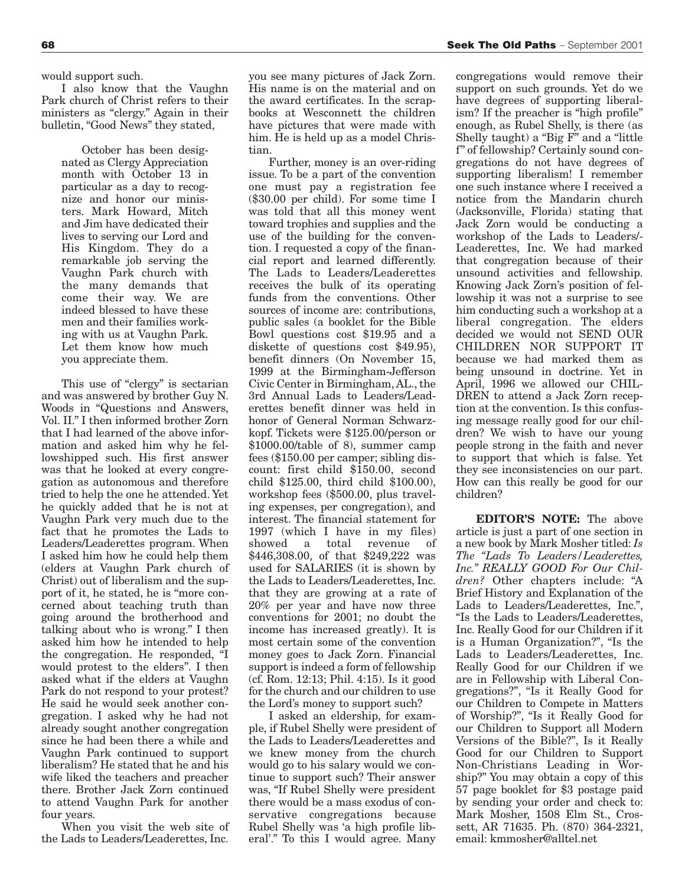would support such.

I also know that the Vaughn Park church of Christ refers to their ministers as "clergy." Again in their bulletin, "Good News" they stated,

> October has been designated as Clergy Appreciation month with October 13 in particular as a day to recognize and honor our ministers. Mark Howard, Mitch and Jim have dedicated their lives to serving our Lord and His Kingdom. They do a remarkable job serving the Vaughn Park church with the many demands that come their way. We are indeed blessed to have these men and their families working with us at Vaughn Park. Let them know how much you appreciate them.

This use of "clergy" is sectarian and was answered by brother Guy N. Woods in "Questions and Answers, Vol. II." I then informed brother Zorn that I had learned of the above information and asked him why he fellowshipped such. His first answer was that he looked at every congregation as autonomous and therefore tried to help the one he attended. Yet he quickly added that he is not at Vaughn Park very much due to the fact that he promotes the Lads to Leaders/Leaderettes program. When I asked him how he could help them (elders at Vaughn Park church of Christ) out of liberalism and the support of it, he stated, he is "more concerned about teaching truth than going around the brotherhood and talking about who is wrong." I then asked him how he intended to help the congregation. He responded, "I would protest to the elders". I then asked what if the elders at Vaughn Park do not respond to your protest? He said he would seek another congregation. I asked why he had not already sought another congregation since he had been there a while and Vaughn Park continued to support liberalism? He stated that he and his wife liked the teachers and preacher there. Brother Jack Zorn continued to attend Vaughn Park for another four years.

When you visit the web site of the Lads to Leaders/Leaderettes, Inc. you see many pictures of Jack Zorn. His name is on the material and on the award certificates. In the scrapbooks at Wesconnett the children have pictures that were made with him. He is held up as a model Christian.

Further, money is an over-riding issue. To be a part of the convention one must pay a registration fee ($30.00 per child). For some time I was told that all this money went toward trophies and supplies and the use of the building for the convention. I requested a copy of the financial report and learned differently. The Lads to Leaders/Leaderettes receives the bulk of its operating funds from the conventions. Other sources of income are: contributions, public sales (a booklet for the Bible Bowl questions cost $19.95 and a diskette of questions cost $49.95), benefit dinners (On November 15, 1999 at the Birmingham-Jefferson Civic Center in Birmingham, AL., the 3rd Annual Lads to Leaders/Leaderettes benefit dinner was held in honor of General Norman Schwarzkopf. Tickets were $125.00/person or $1000.00/table of 8), summer camp fees ($150.00 per camper; sibling discount: first child $150.00, second child $125.00, third child $100.00), workshop fees ($500.00, plus traveling expenses, per congregation), and interest. The financial statement for 1997 (which I have in my files) showed a total revenue of $446,308.00, of that $249,222 was used for SALARIES (it is shown by the Lads to Leaders/Leaderettes, Inc. that they are growing at a rate of 20% per year and have now three conventions for 2001; no doubt the income has increased greatly). It is most certain some of the convention money goes to Jack Zorn. Financial support is indeed a form of fellowship (cf. Rom. 12:13; Phil. 4:15). Is it good for the church and our children to use the Lord's money to support such?

I asked an eldership, for example, if Rubel Shelly were president of the Lads to Leaders/Leaderettes and we knew money from the church would go to his salary would we continue to support such? Their answer was, "If Rubel Shelly were president there would be a mass exodus of conservative congregations because Rubel Shelly was 'a high profile liberal'." To this I would agree. Many congregations would remove their support on such grounds. Yet do we have degrees of supporting liberalism? If the preacher is "high profile" enough, as Rubel Shelly, is there (as Shelly taught) a "Big F" and a "little f" of fellowship? Certainly sound congregations do not have degrees of supporting liberalism! I remember one such instance where I received a notice from the Mandarin church (Jacksonville, Florida) stating that Jack Zorn would be conducting a workshop of the Lads to Leaders/-Leaderettes, Inc. We had marked that congregation because of their unsound activities and fellowship. Knowing Jack Zorn's position of fellowship it was not a surprise to see him conducting such a workshop at a liberal congregation. The elders decided we would not SEND OUR CHILDREN NOR SUPPORT IT because we had marked them as being unsound in doctrine. Yet in April, 1996 we allowed our CHILDREN to attend a Jack Zorn reception at the convention. Is this confusing message really good for our children? We wish to have our young people strong in the faith and never to support that which is false. Yet they see inconsistencies on our part. How can this really be good for our children?

**EDITOR'S NOTE:** The above article is just a part of one section in a new book by Mark Mosher titled: *Is The "Lads To Leaders/Leaderettes, Inc." REALLY GOOD For Our Children?* Other chapters include: "A Brief History and Explanation of the Lads to Leaders/Leaderettes, Inc.", "Is the Lads to Leaders/Leaderettes, Inc. Really Good for our Children if it is a Human Organization?", "Is the Lads to Leaders/Leaderettes, Inc. Really Good for our Children if we are in Fellowship with Liberal Congregations?", "Is it Really Good for our Children to Compete in Matters of Worship?", "Is it Really Good for our Children to Support all Modern Versions of the Bible?", Is it Really Good for our Children to Support Non-Christians Leading in Worship?" You may obtain a copy of this 57 page booklet for $3 postage paid by sending your order and check to: Mark Mosher, 1508 Elm St., Crossett, AR 71635. Ph. (870) 364-2321, email: kmmosher@alltel.net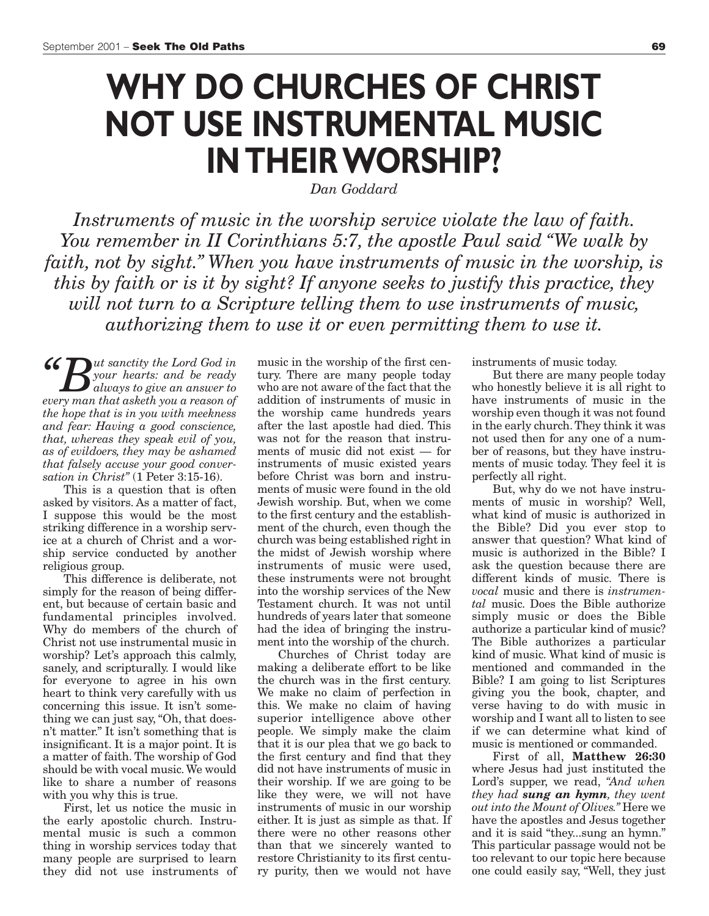# WHY DO CHURCHES OF CHRIST NOT USE INSTRUMENTAL MUSIC IN THEIR WORSHIP?

*Dan Goddard*

*Instruments of music in the worship service violate the law of faith. You remember in II Corinthians 5:7, the apostle Paul said "We walk by faith, not by sight." When you have instruments of music in the worship, is this by faith or is it by sight? If anyone seeks to justify this practice, they will not turn to a Scripture telling them to use instruments of music, authorizing them to use it or even permitting them to use it.*

*"But sanctity the Lord God in your hearts: and be ready always to give an answer to every man that asketh you a reason of the hope that is in you with meekness and fear: Having a good conscience, that, whereas they speak evil of you, as of evildoers, they may be ashamed that falsely accuse your good conversation in Christ"* (1 Peter 3:15-16).

This is a question that is often asked by visitors. As a matter of fact, I suppose this would be the most striking difference in a worship service at a church of Christ and a worship service conducted by another religious group.

This difference is deliberate, not simply for the reason of being different, but because of certain basic and fundamental principles involved. Why do members of the church of Christ not use instrumental music in worship? Let's approach this calmly, sanely, and scripturally. I would like for everyone to agree in his own heart to think very carefully with us concerning this issue. It isn't something we can just say, "Oh, that doesn't matter." It isn't something that is insignificant. It is a major point. It is a matter of faith. The worship of God should be with vocal music. We would like to share a number of reasons with you why this is true.

First, let us notice the music in the early apostolic church. Instrumental music is such a common thing in worship services today that many people are surprised to learn they did not use instruments of music in the worship of the first century. There are many people today who are not aware of the fact that the addition of instruments of music in the worship came hundreds years after the last apostle had died. This was not for the reason that instruments of music did not exist — for instruments of music existed years before Christ was born and instruments of music were found in the old Jewish worship. But, when we come to the first century and the establishment of the church, even though the church was being established right in the midst of Jewish worship where instruments of music were used, these instruments were not brought into the worship services of the New Testament church. It was not until hundreds of years later that someone had the idea of bringing the instrument into the worship of the church.

Churches of Christ today are making a deliberate effort to be like the church was in the first century. We make no claim of perfection in this. We make no claim of having superior intelligence above other people. We simply make the claim that it is our plea that we go back to the first century and find that they did not have instruments of music in their worship. If we are going to be like they were, we will not have instruments of music in our worship either. It is just as simple as that. If there were no other reasons other than that we sincerely wanted to restore Christianity to its first century purity, then we would not have instruments of music today.

But there are many people today who honestly believe it is all right to have instruments of music in the worship even though it was not found in the early church. They think it was not used then for any one of a number of reasons, but they have instruments of music today. They feel it is perfectly all right.

But, why do we not have instruments of music in worship? Well, what kind of music is authorized in the Bible? Did you ever stop to answer that question? What kind of music is authorized in the Bible? I ask the question because there are different kinds of music. There is *vocal* music and there is *instrumental* music. Does the Bible authorize simply music or does the Bible authorize a particular kind of music? The Bible authorizes a particular kind of music. What kind of music is mentioned and commanded in the Bible? I am going to list Scriptures giving you the book, chapter, and verse having to do with music in worship and I want all to listen to see if we can determine what kind of music is mentioned or commanded.

First of all, **Matthew 26:30** where Jesus had just instituted the Lord's supper, we read, *"And when they had **sung an hymn**, they went out into the Mount of Olives."* Here we have the apostles and Jesus together and it is said "they...sung an hymn." This particular passage would not be too relevant to our topic here because one could easily say, "Well, they just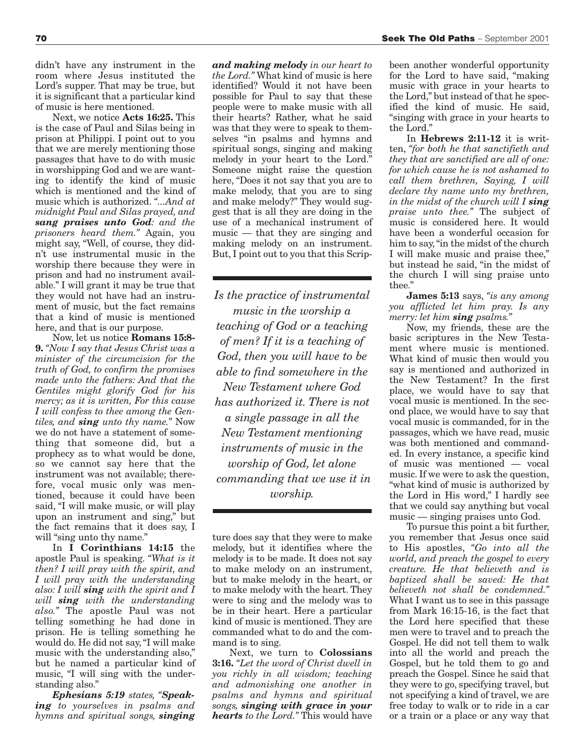didn't have any instrument in the room where Jesus instituted the Lord's supper. That may be true, but it is significant that a particular kind of music is here mentioned.

Next, we notice **Acts 16:25.** This is the case of Paul and Silas being in prison at Philippi. I point out to you that we are merely mentioning those passages that have to do with music in worshipping God and we are wanting to identify the kind of music which is mentioned and the kind of music which is authorized. *"...And at midnight Paul and Silas prayed, and* ***sang praises unto God****: and the prisoners heard them."* Again, you might say, "Well, of course, they didn't use instrumental music in the worship there because they were in prison and had no instrument available." I will grant it may be true that they would not have had an instrument of music, but the fact remains that a kind of music is mentioned here, and that is our purpose.

Now, let us notice **Romans 15:8-9.** *"Now I say that Jesus Christ was a minister of the circumcision for the truth of God, to confirm the promises made unto the fathers: And that the Gentiles might glorify God for his mercy; as it is written, For this cause I will confess to thee among the Gentiles, and* ***sing*** *unto thy name."* Now we do not have a statement of something that someone did, but a prophecy as to what would be done, so we cannot say here that the instrument was not available; therefore, vocal music only was mentioned, because it could have been said, "I will make music, or will play upon an instrument and sing," but the fact remains that it does say, I will "sing unto thy name."

In **I Corinthians 14:15** the apostle Paul is speaking. *"What is it then? I will pray with the spirit, and I will pray with the understanding also: I will* ***sing*** *with the spirit and I will* ***sing*** *with the understanding also."* The apostle Paul was not telling something he had done in prison. He is telling something he would do. He did not say, "I will make music with the understanding also," but he named a particular kind of music, "I will sing with the understanding also."

***Ephesians 5:19*** *states, "****Speaking*** *to yourselves in psalms and hymns and spiritual songs,* ***singing and making melody*** *in our heart to the Lord."* What kind of music is here identified? Would it not have been possible for Paul to say that these people were to make music with all their hearts? Rather, what he said was that they were to speak to themselves "in psalms and hymns and spiritual songs, singing and making melody in your heart to the Lord." Someone might raise the question here, "Does it not say that you are to make melody, that you are to sing and make melody?" They would suggest that is all they are doing in the use of a mechanical instrument of music — that they are singing and making melody on an instrument. But, I point out to you that this Scripture does say that they were to make melody, but it identifies where the melody is to be made. It does not say to make melody on an instrument, but to make melody in the heart, or to make melody with the heart. They were to sing and the melody was to be in their heart. Here a particular kind of music is mentioned. They are commanded what to do and the command is to sing.

*Is the practice of instrumental music in the worship a teaching of God or a teaching of men? If it is a teaching of God, then you will have to be able to find somewhere in the New Testament where God has authorized it. There is not a single passage in all the New Testament mentioning instruments of music in the worship of God, let alone commanding that we use it in worship.*

Next, we turn to **Colossians 3:16.** *"Let the word of Christ dwell in you richly in all wisdom; teaching and admonishing one another in psalms and hymns and spiritual songs,* ***singing with grace in your hearts*** *to the Lord."* This would have been another wonderful opportunity for the Lord to have said, "making music with grace in your hearts to the Lord," but instead of that he specified the kind of music. He said, "singing with grace in your hearts to the Lord."

In **Hebrews 2:11-12** it is written, *"for both he that sanctifieth and they that are sanctified are all of one: for which cause he is not ashamed to call them brethren, Saying, I will declare thy name unto my brethren, in the midst of the church will I* ***sing*** *praise unto thee."* The subject of music is considered here. It would have been a wonderful occasion for him to say, "in the midst of the church I will make music and praise thee," but instead he said, "in the midst of the church I will sing praise unto thee."

**James 5:13** says, *"is any among you afflicted let him pray. Is any merry: let him* ***sing*** *psalms."*

Now, my friends, these are the basic scriptures in the New Testament where music is mentioned. What kind of music then would you say is mentioned and authorized in the New Testament? In the first place, we would have to say that vocal music is mentioned. In the second place, we would have to say that vocal music is commanded, for in the passages, which we have read, music was both mentioned and commanded. In every instance, a specific kind of music was mentioned — vocal music. If we were to ask the question, "what kind of music is authorized by the Lord in His word," I hardly see that we could say anything but vocal music — singing praises unto God.

To pursue this point a bit further, you remember that Jesus once said to His apostles, *"Go into all the world, and preach the gospel to every creature. He that believeth and is baptized shall be saved: He that believeth not shall be condemned."* What I want us to see in this passage from Mark 16:15-16, is the fact that the Lord here specified that these men were to travel and to preach the Gospel. He did not tell them to walk into all the world and preach the Gospel, but he told them to go and preach the Gospel. Since he said that they were to go, specifying travel, but not specifying a kind of travel, we are free today to walk or to ride in a car or a train or a place or any way that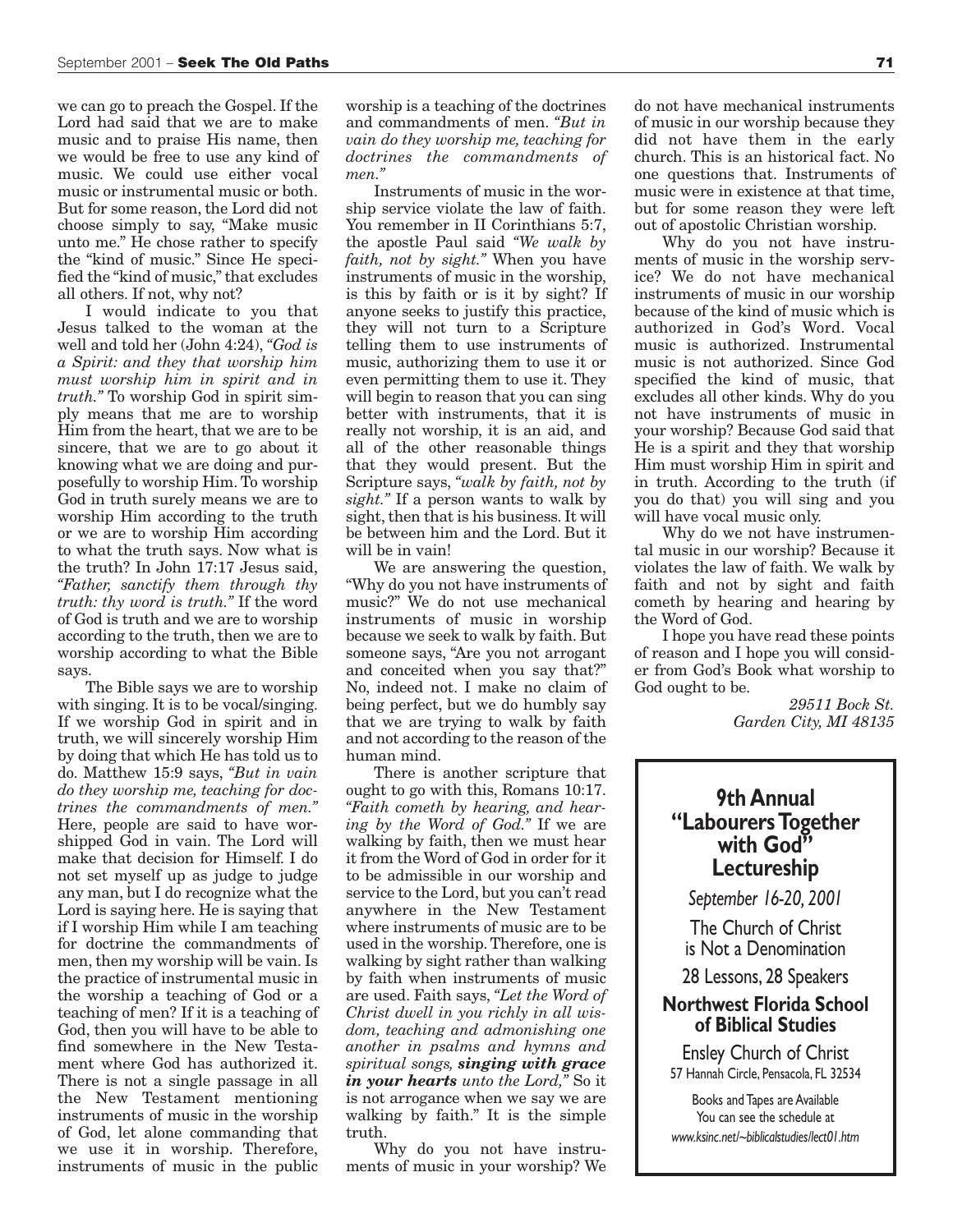we can go to preach the Gospel. If the Lord had said that we are to make music and to praise His name, then we would be free to use any kind of music. We could use either vocal music or instrumental music or both. But for some reason, the Lord did not choose simply to say, "Make music unto me." He chose rather to specify the "kind of music." Since He specified the "kind of music," that excludes all others. If not, why not?

I would indicate to you that Jesus talked to the woman at the well and told her (John 4:24), *"God is a Spirit: and they that worship him must worship him in spirit and in truth."* To worship God in spirit simply means that me are to worship Him from the heart, that we are to be sincere, that we are to go about it knowing what we are doing and purposefully to worship Him. To worship God in truth surely means we are to worship Him according to the truth or we are to worship Him according to what the truth says. Now what is the truth? In John 17:17 Jesus said, *"Father, sanctify them through thy truth: thy word is truth."* If the word of God is truth and we are to worship according to the truth, then we are to worship according to what the Bible says.

The Bible says we are to worship with singing. It is to be vocal/singing. If we worship God in spirit and in truth, we will sincerely worship Him by doing that which He has told us to do. Matthew 15:9 says, *"But in vain do they worship me, teaching for doctrines the commandments of men."* Here, people are said to have worshipped God in vain. The Lord will make that decision for Himself. I do not set myself up as judge to judge any man, but I do recognize what the Lord is saying here. He is saying that if I worship Him while I am teaching for doctrine the commandments of men, then my worship will be vain. Is the practice of instrumental music in the worship a teaching of God or a teaching of men? If it is a teaching of God, then you will have to be able to find somewhere in the New Testament where God has authorized it. There is not a single passage in all the New Testament mentioning instruments of music in the worship of God, let alone commanding that we use it in worship. Therefore, instruments of music in the public worship is a teaching of the doctrines and commandments of men. *"But in vain do they worship me, teaching for doctrines the commandments of men."*

Instruments of music in the worship service violate the law of faith. You remember in II Corinthians 5:7, the apostle Paul said *"We walk by faith, not by sight."* When you have instruments of music in the worship, is this by faith or is it by sight? If anyone seeks to justify this practice, they will not turn to a Scripture telling them to use instruments of music, authorizing them to use it or even permitting them to use it. They will begin to reason that you can sing better with instruments, that it is really not worship, it is an aid, and all of the other reasonable things that they would present. But the Scripture says, *"walk by faith, not by sight."* If a person wants to walk by sight, then that is his business. It will be between him and the Lord. But it will be in vain!

We are answering the question, "Why do you not have instruments of music?" We do not use mechanical instruments of music in worship because we seek to walk by faith. But someone says, "Are you not arrogant and conceited when you say that?" No, indeed not. I make no claim of being perfect, but we do humbly say that we are trying to walk by faith and not according to the reason of the human mind.

There is another scripture that ought to go with this, Romans 10:17. *"Faith cometh by hearing, and hearing by the Word of God."* If we are walking by faith, then we must hear it from the Word of God in order for it to be admissible in our worship and service to the Lord, but you can't read anywhere in the New Testament where instruments of music are to be used in the worship. Therefore, one is walking by sight rather than walking by faith when instruments of music are used. Faith says, *"Let the Word of Christ dwell in you richly in all wisdom, teaching and admonishing one another in psalms and hymns and spiritual songs, **singing with grace in your hearts** unto the Lord,"* So it is not arrogance when we say we are walking by faith." It is the simple truth.

Why do you not have instruments of music in your worship? We do not have mechanical instruments of music in our worship because they did not have them in the early church. This is an historical fact. No one questions that. Instruments of music were in existence at that time, but for some reason they were left out of apostolic Christian worship.

Why do you not have instruments of music in the worship service? We do not have mechanical instruments of music in our worship because of the kind of music which is authorized in God's Word. Vocal music is authorized. Instrumental music is not authorized. Since God specified the kind of music, that excludes all other kinds. Why do you not have instruments of music in your worship? Because God said that He is a spirit and they that worship Him must worship Him in spirit and in truth. According to the truth (if you do that) you will sing and you will have vocal music only.

Why do we not have instrumental music in our worship? Because it violates the law of faith. We walk by faith and not by sight and faith cometh by hearing and hearing by the Word of God.

I hope you have read these points of reason and I hope you will consider from God's Book what worship to God ought to be.

*29511 Bock St.*
*Garden City, MI 48135*

---

## 9th Annual "Labourers Together with God" Lectureship

*September 16-20, 2001*

The Church of Christ is Not a Denomination

28 Lessons, 28 Speakers

**Northwest Florida School of Biblical Studies**

Ensley Church of Christ
57 Hannah Circle, Pensacola, FL 32534

Books and Tapes are Available
You can see the schedule at
*www.ksinc.net/~biblicalstudies/lect01.htm*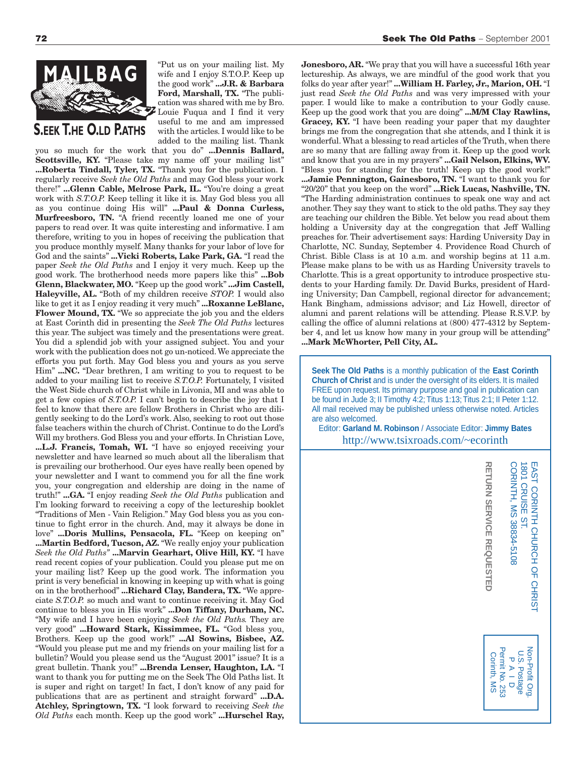# MAILBAG

**S.EEK T.HE O.LD P.ATHS**

"Put us on your mailing list. My wife and I enjoy S.T.O.P. Keep up the good work" **...J.R. & Barbara Ford, Marshall, TX.** "The publication was shared with me by Bro. Louie Fuqua and I find it very useful to me and am impressed with the articles. I would like to be added to the mailing list. Thank you so much for the work that you do" **...Dennis Ballard, Scottsville, KY.** "Please take my name off your mailing list" **...Roberta Tindall, Tyler, TX.** "Thank you for the publication. I regularly receive *Seek the Old Paths* and may God bless your work there!" **...Glenn Cable, Melrose Park, IL.** "You're doing a great work with *S.T.O.P.* Keep telling it like it is. May God bless you all as you continue doing His will" **...Paul & Donna Curless, Murfreesboro, TN.** "A friend recently loaned me one of your papers to read over. It was quite interesting and informative. I am therefore, writing to you in hopes of receiving the publication that you produce monthly myself. Many thanks for your labor of love for God and the saints" **...Vicki Roberts, Lake Park, GA.** "I read the paper *Seek the Old Paths* and I enjoy it very much. Keep up the good work. The brotherhood needs more papers like this" **...Bob Glenn, Blackwater, MO.** "Keep up the good work" **...Jim Castell, Haleyville, AL.** "Both of my children receive *STOP.* I would also like to get it as I enjoy reading it very much" **...Roxanne LeBlanc, Flower Mound, TX.** "We so appreciate the job you and the elders at East Corinth did in presenting the *Seek The Old Paths* lectures this year. The subject was timely and the presentations were great. You did a splendid job with your assigned subject. You and your work with the publication does not go un-noticed. We appreciate the efforts you put forth. May God bless you and yours as you serve Him" **...NC.** "Dear brethren, I am writing to you to request to be added to your mailing list to receive *S.T.O.P.* Fortunately, I visited the West Side church of Christ while in Livonia, MI and was able to get a few copies of *S.T.O.P.* I can't begin to describe the joy that I feel to know that there are fellow Brothers in Christ who are diligently seeking to do the Lord's work. Also, seeking to root out those false teachers within the church of Christ. Continue to do the Lord's Will my brothers. God Bless you and your efforts. In Christian Love, **...L.J. Francis, Tomah, WI.** "I have so enjoyed receiving your newsletter and have learned so much about all the liberalism that is prevailing our brotherhood. Our eyes have really been opened by your newsletter and I want to commend you for all the fine work you, your congregation and eldership are doing in the name of truth!" **...GA.** "I enjoy reading *Seek the Old Paths* publication and I'm looking forward to receiving a copy of the lectureship booklet "Traditions of Men - Vain Religion." May God bless you as you continue to fight error in the church. And, may it always be done in love" **...Doris Mullins, Pensacola, FL.** "Keep on keeping on" **...Martin Bedford, Tucson, AZ.** "We really enjoy your publication *Seek the Old Paths"* **...Marvin Gearhart, Olive Hill, KY.** "I have read recent copies of your publication. Could you please put me on your mailing list? Keep up the good work. The information you print is very beneficial in knowing in keeping up with what is going on in the brotherhood" **...Richard Clay, Bandera, TX.** "We appreciate *S.T.O.P.* so much and want to continue receiving it. May God continue to bless you in His work" **...Don Tiffany, Durham, NC.** "My wife and I have been enjoying *Seek the Old Paths.* They are very good" **...Howard Stark, Kissimmee, FL.** "God bless you, Brothers. Keep up the good work!" **...Al Sowins, Bisbee, AZ.** "Would you please put me and my friends on your mailing list for a bulletin? Would you please send us the "August 2001" issue? It is a great bulletin. Thank you!" **...Brenda Lenser, Haughton, LA.** "I want to thank you for putting me on the Seek The Old Paths list. It is super and right on target! In fact, I don't know of any paid for publications that are as pertinent and straight forward" **...D.A. Atchley, Springtown, TX.** "I look forward to receiving *Seek the Old Paths* each month. Keep up the good work" **...Hurschel Ray, Jonesboro, AR.** "We pray that you will have a successful 16th year lectureship. As always, we are mindful of the good work that you folks do year after year!" **...William H. Farley, Jr., Marion, OH.** "I just read *Seek the Old Paths* and was very impressed with your paper. I would like to make a contribution to your Godly cause. Keep up the good work that you are doing" **...M/M Clay Rawlins, Gracey, KY.** "I have been reading your paper that my daughter brings me from the congregation that she attends, and I think it is wonderful. What a blessing to read articles of the Truth, when there are so many that are falling away from it. Keep up the good work and know that you are in my prayers" **...Gail Nelson, Elkins, WV.** "Bless you for standing for the truth! Keep up the good work!" **...Jamie Pennington, Gainesboro, TN.** "I want to thank you for "20/20" that you keep on the word" **...Rick Lucas, Nashville, TN.** "The Harding administration continues to speak one way and act another. They say they want to stick to the old paths. They say they are teaching our children the Bible. Yet below you read about them holding a University day at the congregation that Jeff Walling preaches for. Their advertisement says: Harding University Day in Charlotte, NC. Sunday, September 4. Providence Road Church of Christ. Bible Class is at 10 a.m. and worship begins at 11 a.m. Please make plans to be with us as Harding University travels to Charlotte. This is a great opportunity to introduce prospective students to your Harding family. Dr. David Burks, president of Harding University; Dan Campbell, regional director for advancement; Hank Bingham, admissions advisor; and Liz Howell, director of alumni and parent relations will be attending. Please R.S.V.P. by calling the office of alumni relations at (800) 477-4312 by September 4, and let us know how many in your group will be attending" **...Mark McWhorter, Pell City, AL.**

---

**Seek The Old Paths** is a monthly publication of the **East Corinth Church of Christ** and is under the oversight of its elders. It is mailed FREE upon request. Its primary purpose and goal in publication can be found in Jude 3; II Timothy 4:2; Titus 1:13; Titus 2:1; II Peter 1:12. All mail received may be published unless otherwise noted. Articles are also welcomed.

Editor: **Garland M. Robinson** / Associate Editor: **Jimmy Bates**

http://www.tsixroads.com/~ecorinth

EAST CORINTH CHURCH OF CHRIST
1801 CRUISE ST.
CORINTH, MS 38834-5108

**RETURN SERVICE REQUESTED**

Non-Profit Org.
U.S. Postage
P A I D
Permit No. 253
Corinth, MS